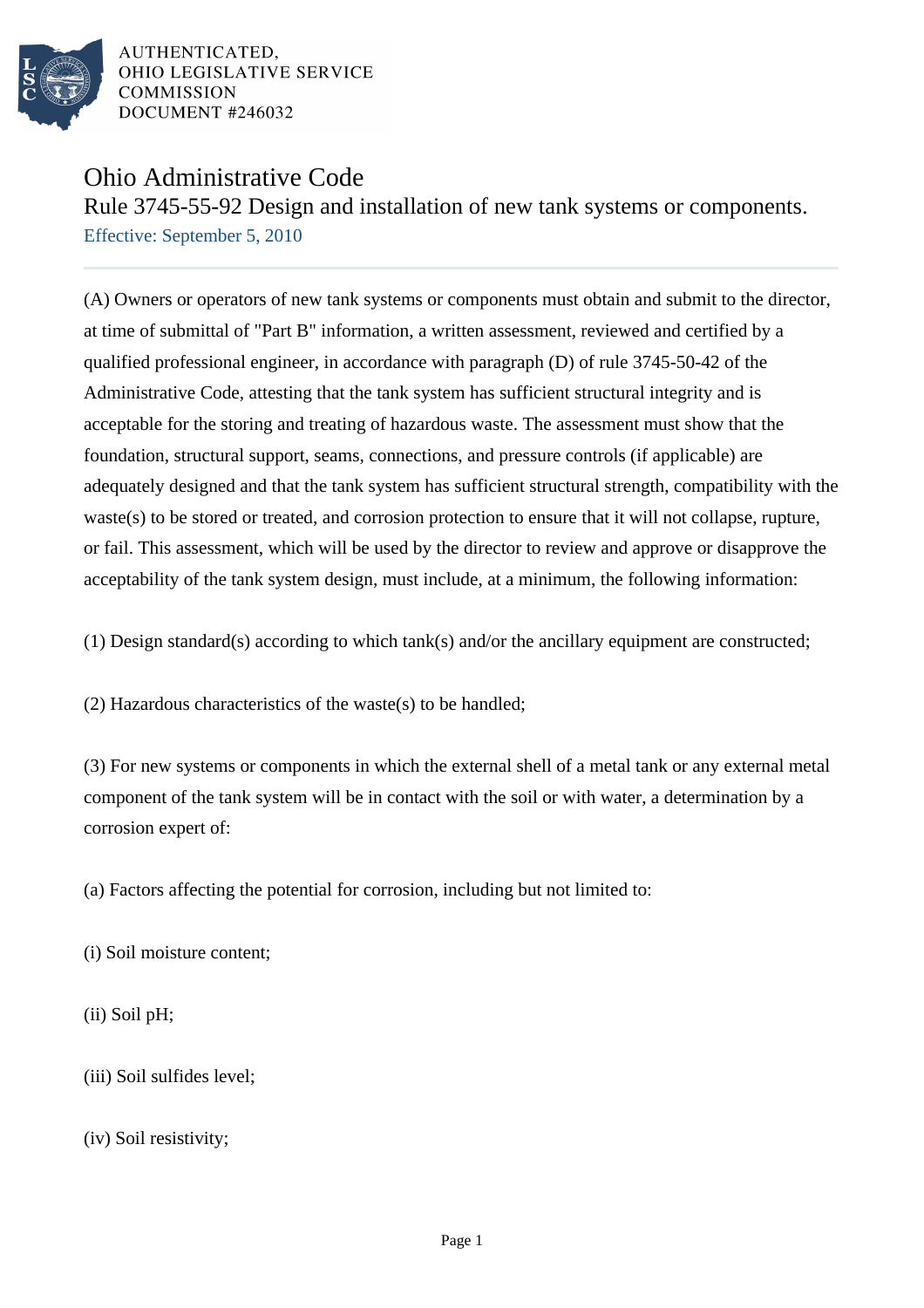# Ohio Administrative Code

## Rule 3745-55-92 Design and installation of new tank systems or components.

Effective: September 5, 2010

(A) Owners or operators of new tank systems or components must obtain and submit to the director, at time of submittal of "Part B" information, a written assessment, reviewed and certified by a qualified professional engineer, in accordance with paragraph (D) of rule 3745-50-42 of the Administrative Code, attesting that the tank system has sufficient structural integrity and is acceptable for the storing and treating of hazardous waste. The assessment must show that the foundation, structural support, seams, connections, and pressure controls (if applicable) are adequately designed and that the tank system has sufficient structural strength, compatibility with the waste(s) to be stored or treated, and corrosion protection to ensure that it will not collapse, rupture, or fail. This assessment, which will be used by the director to review and approve or disapprove the acceptability of the tank system design, must include, at a minimum, the following information:

(1) Design standard(s) according to which tank(s) and/or the ancillary equipment are constructed;

(2) Hazardous characteristics of the waste(s) to be handled;

(3) For new systems or components in which the external shell of a metal tank or any external metal component of the tank system will be in contact with the soil or with water, a determination by a corrosion expert of:

(a) Factors affecting the potential for corrosion, including but not limited to:

(i) Soil moisture content;

(ii) Soil pH;

(iii) Soil sulfides level;

(iv) Soil resistivity;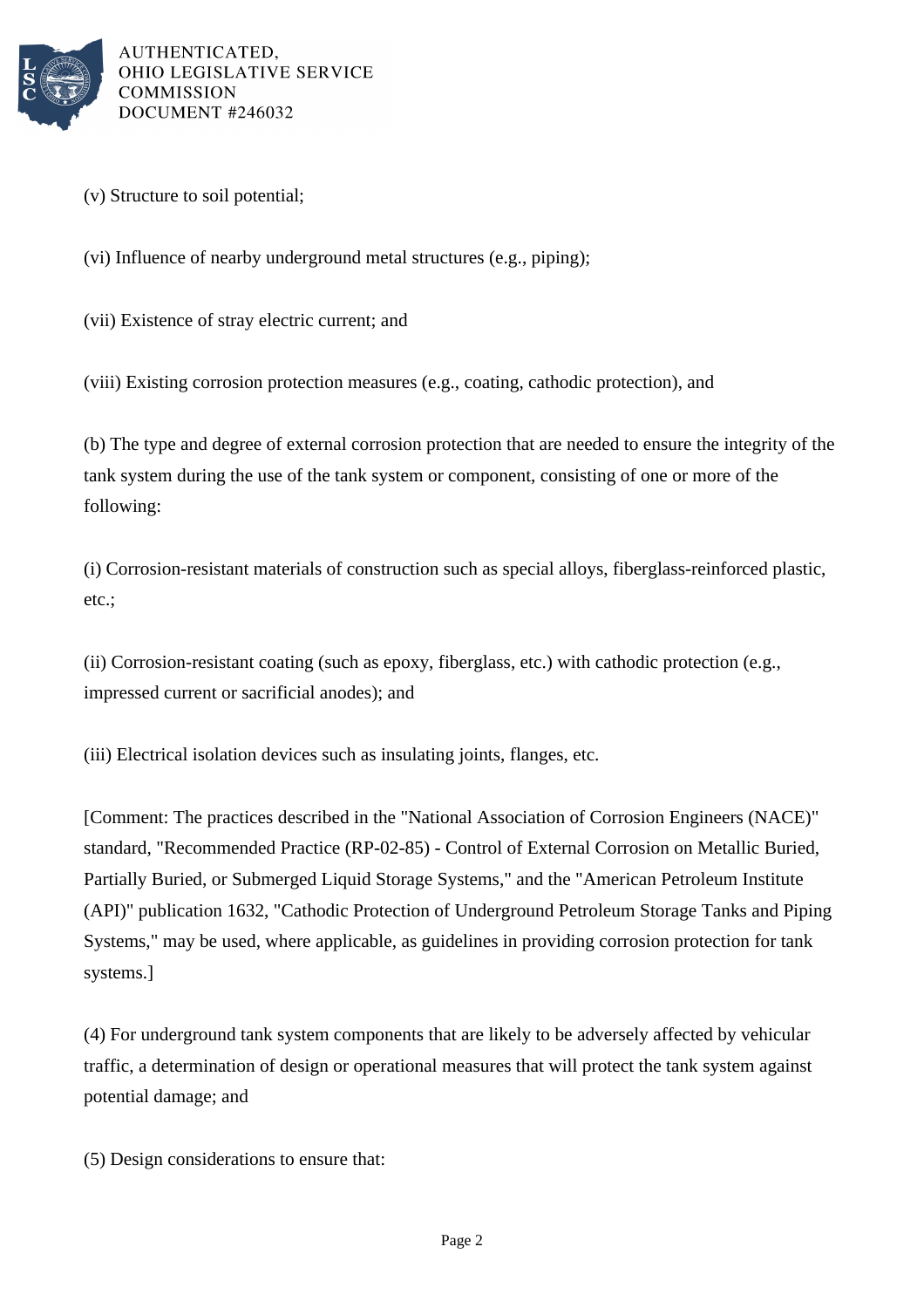(v) Structure to soil potential;

(vi) Influence of nearby underground metal structures (e.g., piping);

(vii) Existence of stray electric current; and

(viii) Existing corrosion protection measures (e.g., coating, cathodic protection), and

(b) The type and degree of external corrosion protection that are needed to ensure the integrity of the tank system during the use of the tank system or component, consisting of one or more of the following:

(i) Corrosion-resistant materials of construction such as special alloys, fiberglass-reinforced plastic, etc.;

(ii) Corrosion-resistant coating (such as epoxy, fiberglass, etc.) with cathodic protection (e.g., impressed current or sacrificial anodes); and

(iii) Electrical isolation devices such as insulating joints, flanges, etc.

[Comment: The practices described in the "National Association of Corrosion Engineers (NACE)" standard, "Recommended Practice (RP-02-85) - Control of External Corrosion on Metallic Buried, Partially Buried, or Submerged Liquid Storage Systems," and the "American Petroleum Institute (API)" publication 1632, "Cathodic Protection of Underground Petroleum Storage Tanks and Piping Systems," may be used, where applicable, as guidelines in providing corrosion protection for tank systems.]

(4) For underground tank system components that are likely to be adversely affected by vehicular traffic, a determination of design or operational measures that will protect the tank system against potential damage; and

(5) Design considerations to ensure that: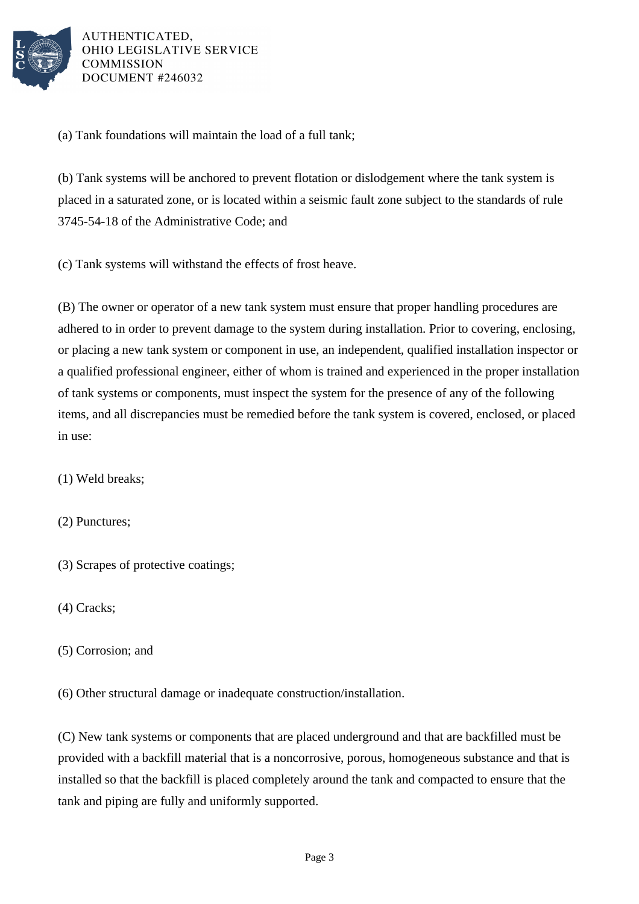(a) Tank foundations will maintain the load of a full tank;

(b) Tank systems will be anchored to prevent flotation or dislodgement where the tank system is placed in a saturated zone, or is located within a seismic fault zone subject to the standards of rule 3745-54-18 of the Administrative Code; and

(c) Tank systems will withstand the effects of frost heave.

(B) The owner or operator of a new tank system must ensure that proper handling procedures are adhered to in order to prevent damage to the system during installation. Prior to covering, enclosing, or placing a new tank system or component in use, an independent, qualified installation inspector or a qualified professional engineer, either of whom is trained and experienced in the proper installation of tank systems or components, must inspect the system for the presence of any of the following items, and all discrepancies must be remedied before the tank system is covered, enclosed, or placed in use:

(1) Weld breaks;

(2) Punctures;

(3) Scrapes of protective coatings;

(4) Cracks;

(5) Corrosion; and

(6) Other structural damage or inadequate construction/installation.

(C) New tank systems or components that are placed underground and that are backfilled must be provided with a backfill material that is a noncorrosive, porous, homogeneous substance and that is installed so that the backfill is placed completely around the tank and compacted to ensure that the tank and piping are fully and uniformly supported.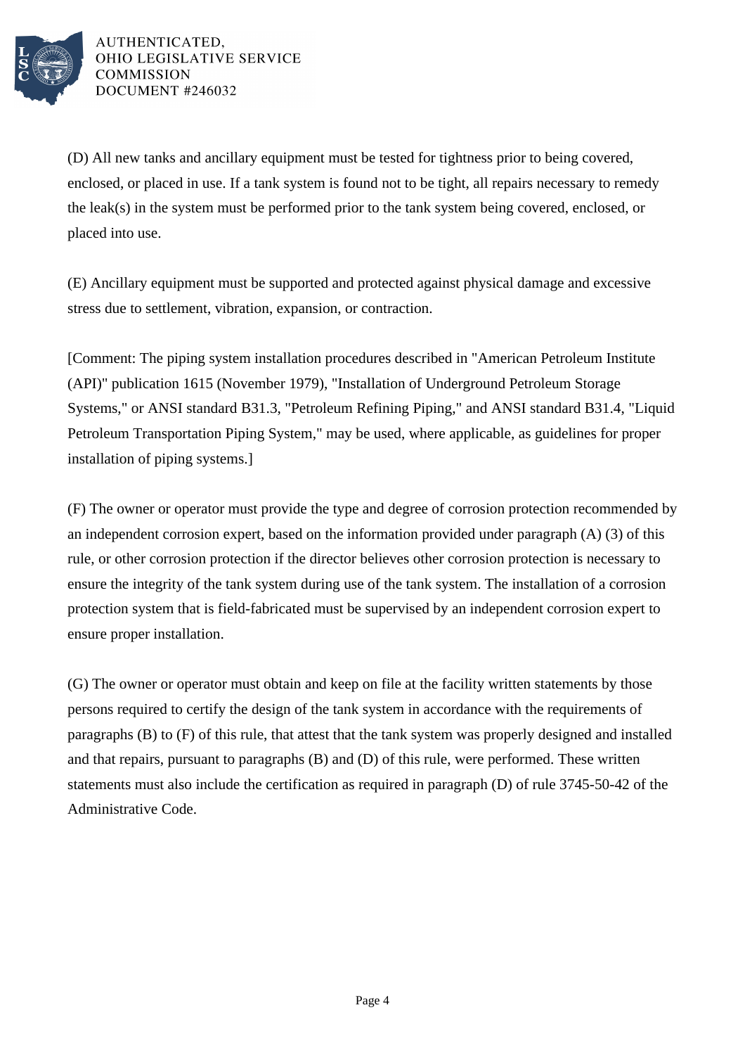(D) All new tanks and ancillary equipment must be tested for tightness prior to being covered, enclosed, or placed in use. If a tank system is found not to be tight, all repairs necessary to remedy the leak(s) in the system must be performed prior to the tank system being covered, enclosed, or placed into use.

(E) Ancillary equipment must be supported and protected against physical damage and excessive stress due to settlement, vibration, expansion, or contraction.

[Comment: The piping system installation procedures described in "American Petroleum Institute (API)" publication 1615 (November 1979), "Installation of Underground Petroleum Storage Systems," or ANSI standard B31.3, "Petroleum Refining Piping," and ANSI standard B31.4, "Liquid Petroleum Transportation Piping System," may be used, where applicable, as guidelines for proper installation of piping systems.]

(F) The owner or operator must provide the type and degree of corrosion protection recommended by an independent corrosion expert, based on the information provided under paragraph (A) (3) of this rule, or other corrosion protection if the director believes other corrosion protection is necessary to ensure the integrity of the tank system during use of the tank system. The installation of a corrosion protection system that is field-fabricated must be supervised by an independent corrosion expert to ensure proper installation.

(G) The owner or operator must obtain and keep on file at the facility written statements by those persons required to certify the design of the tank system in accordance with the requirements of paragraphs (B) to (F) of this rule, that attest that the tank system was properly designed and installed and that repairs, pursuant to paragraphs (B) and (D) of this rule, were performed. These written statements must also include the certification as required in paragraph (D) of rule 3745-50-42 of the Administrative Code.